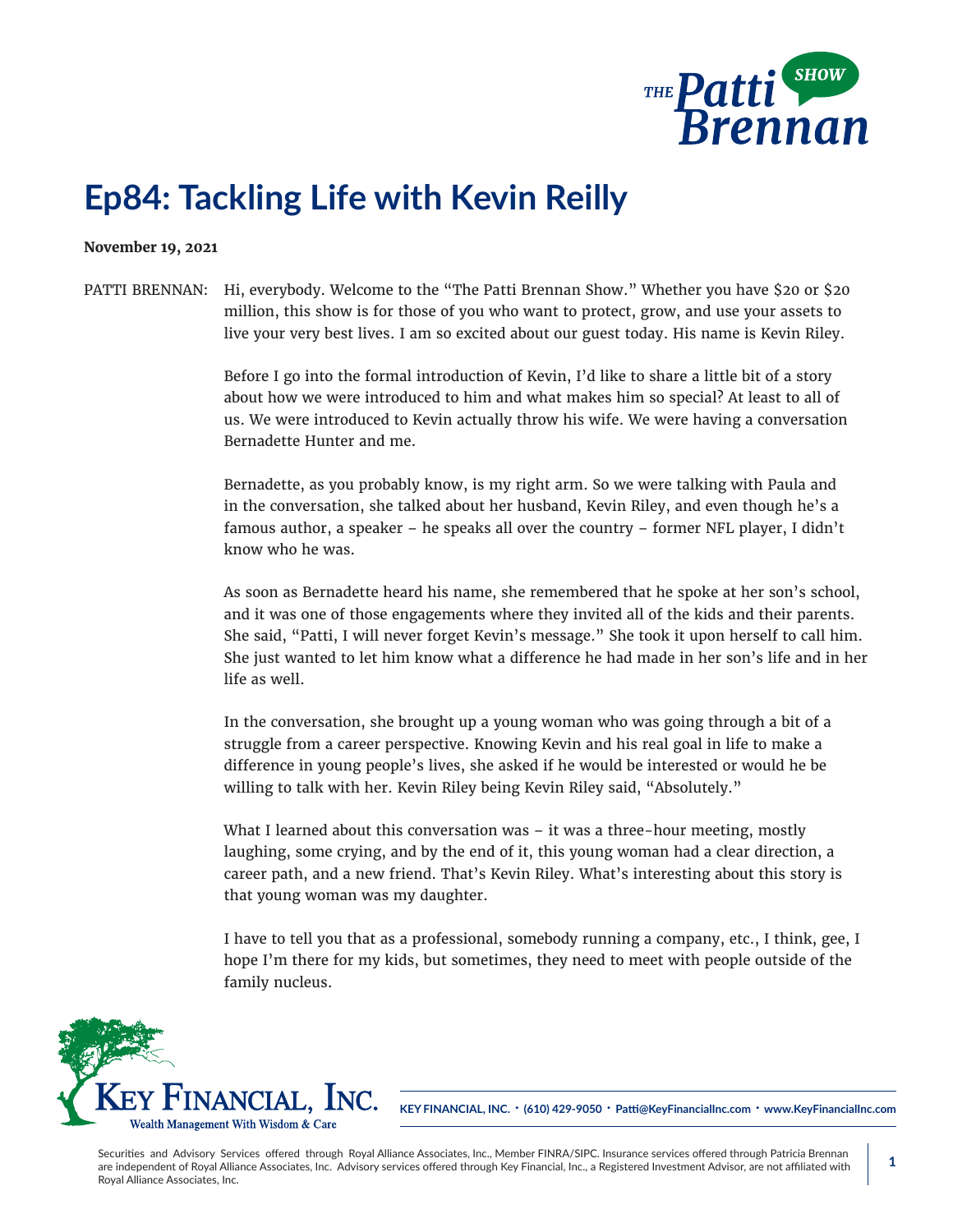# Ep84: Tackling Life with Kevin Reilly

**November 19, 2021**

PATTI BRENNAN: Hi, everybody. Welcome to the "The Patti Brennan Show." Whether you have $20 or $20 million, this show is for those of you who want to protect, grow, and use your assets to live your very best lives. I am so excited about our guest today. His name is Kevin Riley.

Before I go into the formal introduction of Kevin, I'd like to share a little bit of a story about how we were introduced to him and what makes him so special? At least to all of us. We were introduced to Kevin actually throw his wife. We were having a conversation Bernadette Hunter and me.

Bernadette, as you probably know, is my right arm. So we were talking with Paula and in the conversation, she talked about her husband, Kevin Riley, and even though he's a famous author, a speaker – he speaks all over the country – former NFL player, I didn't know who he was.

As soon as Bernadette heard his name, she remembered that he spoke at her son's school, and it was one of those engagements where they invited all of the kids and their parents. She said, "Patti, I will never forget Kevin's message." She took it upon herself to call him. She just wanted to let him know what a difference he had made in her son's life and in her life as well.

In the conversation, she brought up a young woman who was going through a bit of a struggle from a career perspective. Knowing Kevin and his real goal in life to make a difference in young people's lives, she asked if he would be interested or would he be willing to talk with her. Kevin Riley being Kevin Riley said, "Absolutely."

What I learned about this conversation was – it was a three-hour meeting, mostly laughing, some crying, and by the end of it, this young woman had a clear direction, a career path, and a new friend. That's Kevin Riley. What's interesting about this story is that young woman was my daughter.

I have to tell you that as a professional, somebody running a company, etc., I think, gee, I hope I'm there for my kids, but sometimes, they need to meet with people outside of the family nucleus.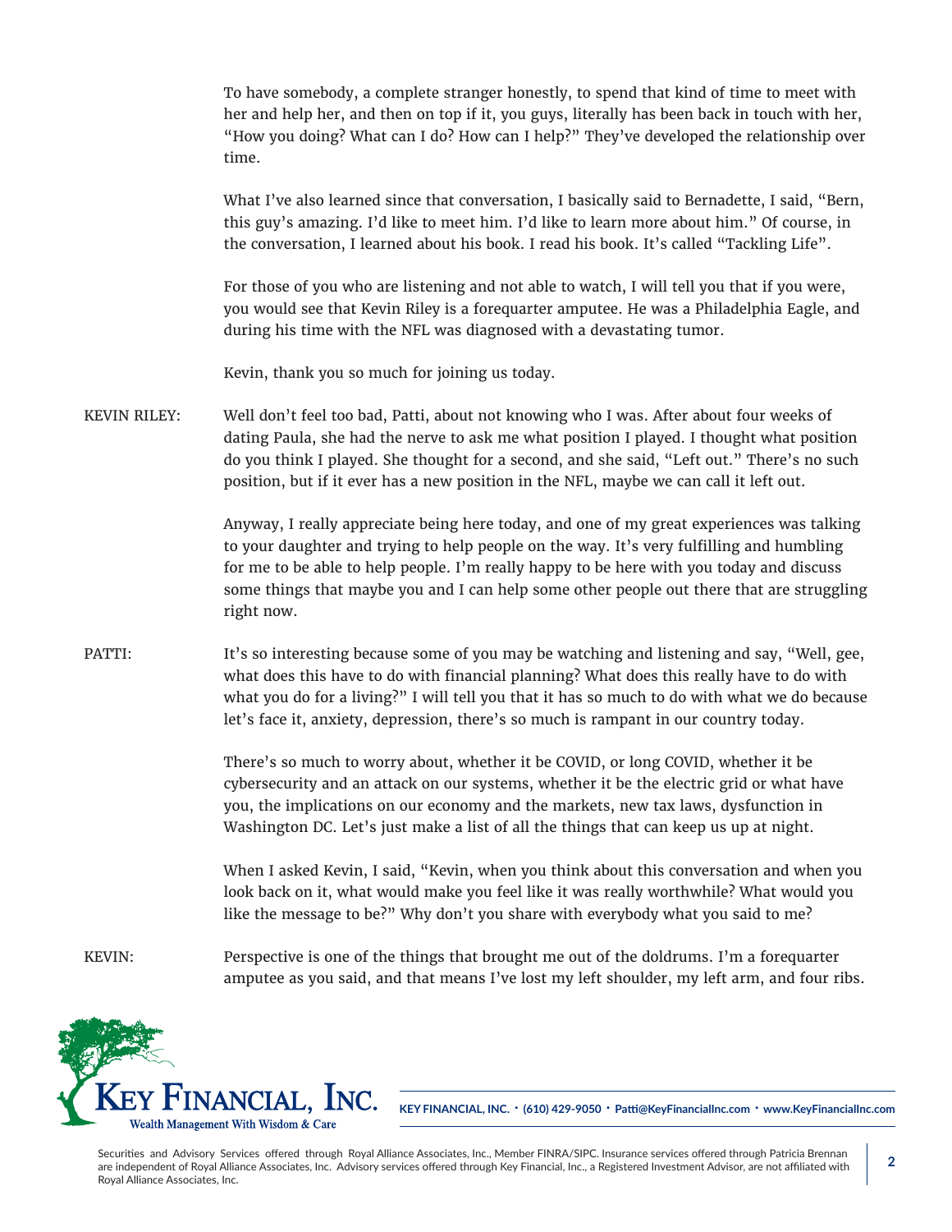To have somebody, a complete stranger honestly, to spend that kind of time to meet with her and help her, and then on top if it, you guys, literally has been back in touch with her, "How you doing? What can I do? How can I help?" They've developed the relationship over time.

What I've also learned since that conversation, I basically said to Bernadette, I said, "Bern, this guy's amazing. I'd like to meet him. I'd like to learn more about him." Of course, in the conversation, I learned about his book. I read his book. It's called "Tackling Life".

For those of you who are listening and not able to watch, I will tell you that if you were, you would see that Kevin Riley is a forequarter amputee. He was a Philadelphia Eagle, and during his time with the NFL was diagnosed with a devastating tumor.

Kevin, thank you so much for joining us today.

KEVIN RILEY: Well don't feel too bad, Patti, about not knowing who I was. After about four weeks of dating Paula, she had the nerve to ask me what position I played. I thought what position do you think I played. She thought for a second, and she said, "Left out." There's no such position, but if it ever has a new position in the NFL, maybe we can call it left out.

Anyway, I really appreciate being here today, and one of my great experiences was talking to your daughter and trying to help people on the way. It's very fulfilling and humbling for me to be able to help people. I'm really happy to be here with you today and discuss some things that maybe you and I can help some other people out there that are struggling right now.

PATTI: It's so interesting because some of you may be watching and listening and say, "Well, gee, what does this have to do with financial planning? What does this really have to do with what you do for a living?" I will tell you that it has so much to do with what we do because let's face it, anxiety, depression, there's so much is rampant in our country today.

There's so much to worry about, whether it be COVID, or long COVID, whether it be cybersecurity and an attack on our systems, whether it be the electric grid or what have you, the implications on our economy and the markets, new tax laws, dysfunction in Washington DC. Let's just make a list of all the things that can keep us up at night.

When I asked Kevin, I said, "Kevin, when you think about this conversation and when you look back on it, what would make you feel like it was really worthwhile? What would you like the message to be?" Why don't you share with everybody what you said to me?

KEVIN: Perspective is one of the things that brought me out of the doldrums. I'm a forequarter amputee as you said, and that means I've lost my left shoulder, my left arm, and four ribs.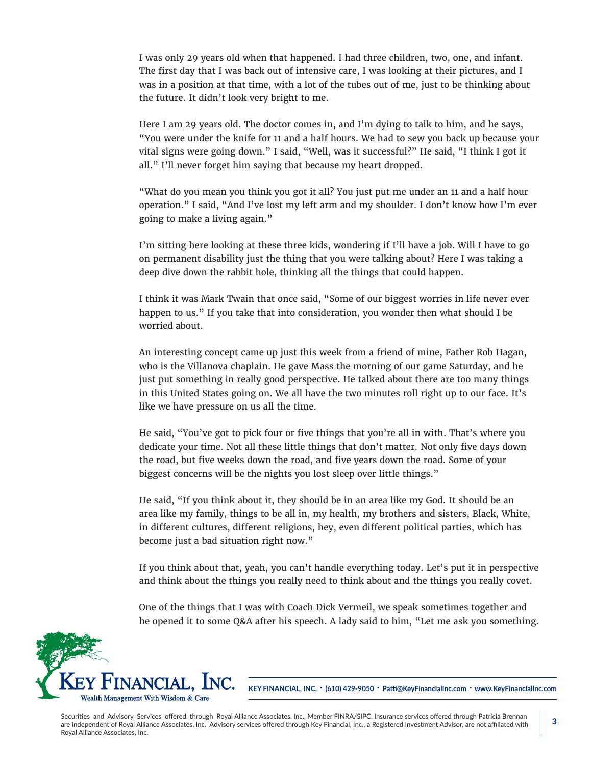I was only 29 years old when that happened. I had three children, two, one, and infant. The first day that I was back out of intensive care, I was looking at their pictures, and I was in a position at that time, with a lot of the tubes out of me, just to be thinking about the future. It didn't look very bright to me.

Here I am 29 years old. The doctor comes in, and I'm dying to talk to him, and he says, "You were under the knife for 11 and a half hours. We had to sew you back up because your vital signs were going down." I said, "Well, was it successful?" He said, "I think I got it all." I'll never forget him saying that because my heart dropped.

"What do you mean you think you got it all? You just put me under an 11 and a half hour operation." I said, "And I've lost my left arm and my shoulder. I don't know how I'm ever going to make a living again."

I'm sitting here looking at these three kids, wondering if I'll have a job. Will I have to go on permanent disability just the thing that you were talking about? Here I was taking a deep dive down the rabbit hole, thinking all the things that could happen.

I think it was Mark Twain that once said, "Some of our biggest worries in life never ever happen to us." If you take that into consideration, you wonder then what should I be worried about.

An interesting concept came up just this week from a friend of mine, Father Rob Hagan, who is the Villanova chaplain. He gave Mass the morning of our game Saturday, and he just put something in really good perspective. He talked about there are too many things in this United States going on. We all have the two minutes roll right up to our face. It's like we have pressure on us all the time.

He said, "You've got to pick four or five things that you're all in with. That's where you dedicate your time. Not all these little things that don't matter. Not only five days down the road, but five weeks down the road, and five years down the road. Some of your biggest concerns will be the nights you lost sleep over little things."

He said, "If you think about it, they should be in an area like my God. It should be an area like my family, things to be all in, my health, my brothers and sisters, Black, White, in different cultures, different religions, hey, even different political parties, which has become just a bad situation right now."

If you think about that, yeah, you can't handle everything today. Let's put it in perspective and think about the things you really need to think about and the things you really covet.

One of the things that I was with Coach Dick Vermeil, we speak sometimes together and he opened it to some Q&A after his speech. A lady said to him, "Let me ask you something.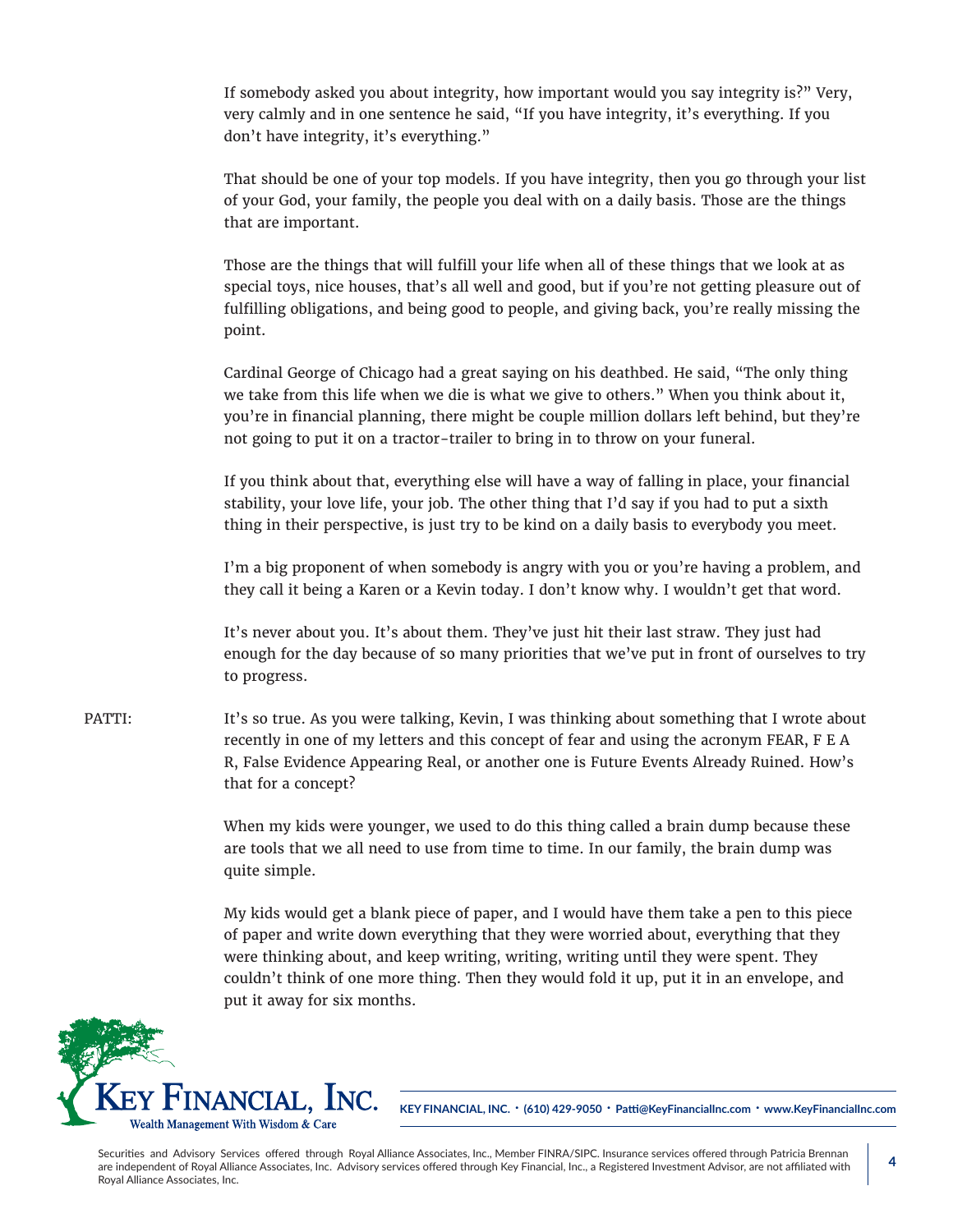If somebody asked you about integrity, how important would you say integrity is?" Very, very calmly and in one sentence he said, "If you have integrity, it's everything. If you don't have integrity, it's everything."

That should be one of your top models. If you have integrity, then you go through your list of your God, your family, the people you deal with on a daily basis. Those are the things that are important.

Those are the things that will fulfill your life when all of these things that we look at as special toys, nice houses, that's all well and good, but if you're not getting pleasure out of fulfilling obligations, and being good to people, and giving back, you're really missing the point.

Cardinal George of Chicago had a great saying on his deathbed. He said, "The only thing we take from this life when we die is what we give to others." When you think about it, you're in financial planning, there might be couple million dollars left behind, but they're not going to put it on a tractor-trailer to bring in to throw on your funeral.

If you think about that, everything else will have a way of falling in place, your financial stability, your love life, your job. The other thing that I'd say if you had to put a sixth thing in their perspective, is just try to be kind on a daily basis to everybody you meet.

I'm a big proponent of when somebody is angry with you or you're having a problem, and they call it being a Karen or a Kevin today. I don't know why. I wouldn't get that word.

It's never about you. It's about them. They've just hit their last straw. They just had enough for the day because of so many priorities that we've put in front of ourselves to try to progress.

PATTI: It's so true. As you were talking, Kevin, I was thinking about something that I wrote about recently in one of my letters and this concept of fear and using the acronym FEAR, F E A R, False Evidence Appearing Real, or another one is Future Events Already Ruined. How's that for a concept?

When my kids were younger, we used to do this thing called a brain dump because these are tools that we all need to use from time to time. In our family, the brain dump was quite simple.

My kids would get a blank piece of paper, and I would have them take a pen to this piece of paper and write down everything that they were worried about, everything that they were thinking about, and keep writing, writing, writing until they were spent. They couldn't think of one more thing. Then they would fold it up, put it in an envelope, and put it away for six months.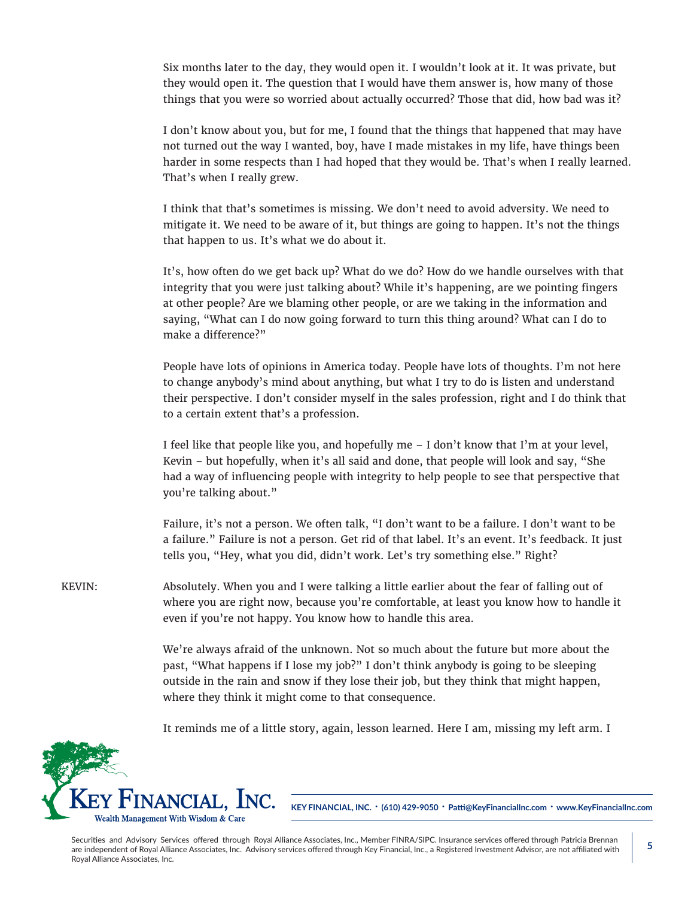Six months later to the day, they would open it. I wouldn't look at it. It was private, but they would open it. The question that I would have them answer is, how many of those things that you were so worried about actually occurred? Those that did, how bad was it?

I don't know about you, but for me, I found that the things that happened that may have not turned out the way I wanted, boy, have I made mistakes in my life, have things been harder in some respects than I had hoped that they would be. That's when I really learned. That's when I really grew.

I think that that's sometimes is missing. We don't need to avoid adversity. We need to mitigate it. We need to be aware of it, but things are going to happen. It's not the things that happen to us. It's what we do about it.

It's, how often do we get back up? What do we do? How do we handle ourselves with that integrity that you were just talking about? While it's happening, are we pointing fingers at other people? Are we blaming other people, or are we taking in the information and saying, "What can I do now going forward to turn this thing around? What can I do to make a difference?"

People have lots of opinions in America today. People have lots of thoughts. I'm not here to change anybody's mind about anything, but what I try to do is listen and understand their perspective. I don't consider myself in the sales profession, right and I do think that to a certain extent that's a profession.

I feel like that people like you, and hopefully me – I don't know that I'm at your level, Kevin – but hopefully, when it's all said and done, that people will look and say, "She had a way of influencing people with integrity to help people to see that perspective that you're talking about."

Failure, it's not a person. We often talk, "I don't want to be a failure. I don't want to be a failure." Failure is not a person. Get rid of that label. It's an event. It's feedback. It just tells you, "Hey, what you did, didn't work. Let's try something else." Right?

KEVIN: Absolutely. When you and I were talking a little earlier about the fear of falling out of where you are right now, because you're comfortable, at least you know how to handle it even if you're not happy. You know how to handle this area.

We're always afraid of the unknown. Not so much about the future but more about the past, "What happens if I lose my job?" I don't think anybody is going to be sleeping outside in the rain and snow if they lose their job, but they think that might happen, where they think it might come to that consequence.

It reminds me of a little story, again, lesson learned. Here I am, missing my left arm. I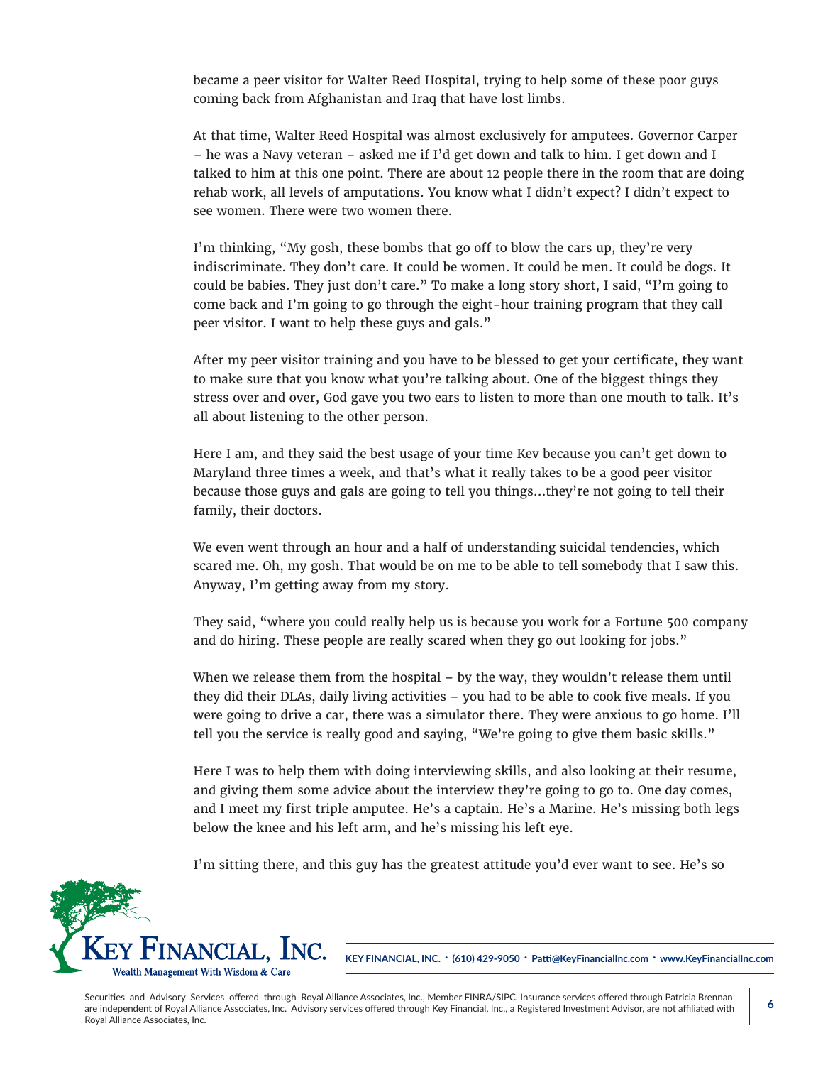became a peer visitor for Walter Reed Hospital, trying to help some of these poor guys coming back from Afghanistan and Iraq that have lost limbs.

At that time, Walter Reed Hospital was almost exclusively for amputees. Governor Carper – he was a Navy veteran – asked me if I'd get down and talk to him. I get down and I talked to him at this one point. There are about 12 people there in the room that are doing rehab work, all levels of amputations. You know what I didn't expect? I didn't expect to see women. There were two women there.

I'm thinking, "My gosh, these bombs that go off to blow the cars up, they're very indiscriminate. They don't care. It could be women. It could be men. It could be dogs. It could be babies. They just don't care." To make a long story short, I said, "I'm going to come back and I'm going to go through the eight-hour training program that they call peer visitor. I want to help these guys and gals."

After my peer visitor training and you have to be blessed to get your certificate, they want to make sure that you know what you're talking about. One of the biggest things they stress over and over, God gave you two ears to listen to more than one mouth to talk. It's all about listening to the other person.

Here I am, and they said the best usage of your time Kev because you can't get down to Maryland three times a week, and that's what it really takes to be a good peer visitor because those guys and gals are going to tell you things...they're not going to tell their family, their doctors.

We even went through an hour and a half of understanding suicidal tendencies, which scared me. Oh, my gosh. That would be on me to be able to tell somebody that I saw this. Anyway, I'm getting away from my story.

They said, "where you could really help us is because you work for a Fortune 500 company and do hiring. These people are really scared when they go out looking for jobs."

When we release them from the hospital – by the way, they wouldn't release them until they did their DLAs, daily living activities – you had to be able to cook five meals. If you were going to drive a car, there was a simulator there. They were anxious to go home. I'll tell you the service is really good and saying, "We're going to give them basic skills."

Here I was to help them with doing interviewing skills, and also looking at their resume, and giving them some advice about the interview they're going to go to. One day comes, and I meet my first triple amputee. He's a captain. He's a Marine. He's missing both legs below the knee and his left arm, and he's missing his left eye.

I'm sitting there, and this guy has the greatest attitude you'd ever want to see. He's so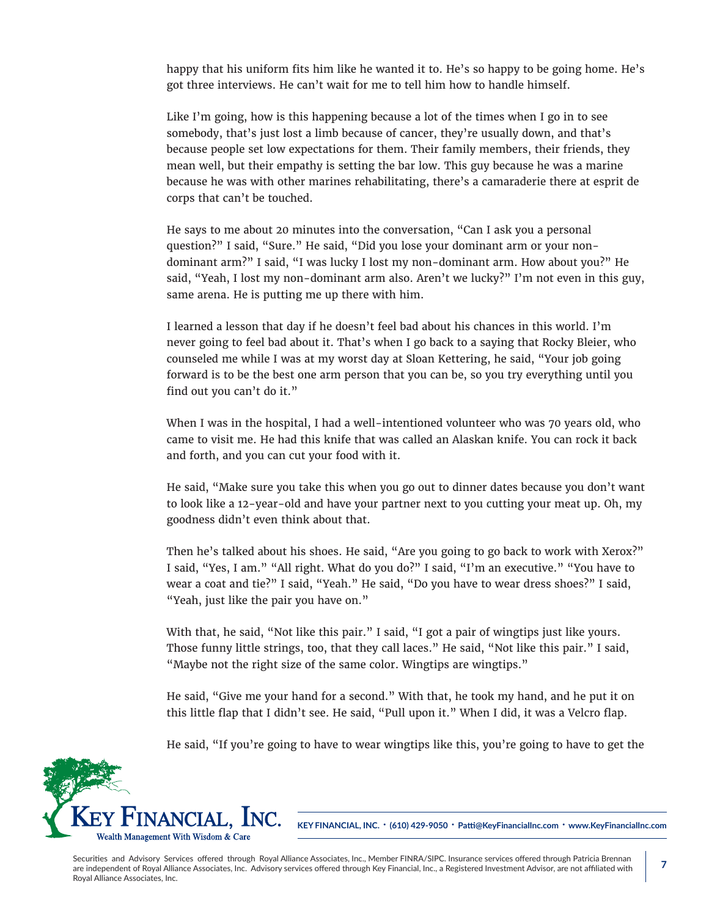happy that his uniform fits him like he wanted it to. He's so happy to be going home. He's got three interviews. He can't wait for me to tell him how to handle himself.

Like I'm going, how is this happening because a lot of the times when I go in to see somebody, that's just lost a limb because of cancer, they're usually down, and that's because people set low expectations for them. Their family members, their friends, they mean well, but their empathy is setting the bar low. This guy because he was a marine because he was with other marines rehabilitating, there's a camaraderie there at esprit de corps that can't be touched.

He says to me about 20 minutes into the conversation, "Can I ask you a personal question?" I said, "Sure." He said, "Did you lose your dominant arm or your non-dominant arm?" I said, "I was lucky I lost my non-dominant arm. How about you?" He said, "Yeah, I lost my non-dominant arm also. Aren't we lucky?" I'm not even in this guy, same arena. He is putting me up there with him.

I learned a lesson that day if he doesn't feel bad about his chances in this world. I'm never going to feel bad about it. That's when I go back to a saying that Rocky Bleier, who counseled me while I was at my worst day at Sloan Kettering, he said, "Your job going forward is to be the best one arm person that you can be, so you try everything until you find out you can't do it."

When I was in the hospital, I had a well-intentioned volunteer who was 70 years old, who came to visit me. He had this knife that was called an Alaskan knife. You can rock it back and forth, and you can cut your food with it.

He said, "Make sure you take this when you go out to dinner dates because you don't want to look like a 12-year-old and have your partner next to you cutting your meat up. Oh, my goodness didn't even think about that.

Then he's talked about his shoes. He said, "Are you going to go back to work with Xerox?" I said, "Yes, I am." "All right. What do you do?" I said, "I'm an executive." "You have to wear a coat and tie?" I said, "Yeah." He said, "Do you have to wear dress shoes?" I said, "Yeah, just like the pair you have on."

With that, he said, "Not like this pair." I said, "I got a pair of wingtips just like yours. Those funny little strings, too, that they call laces." He said, "Not like this pair." I said, "Maybe not the right size of the same color. Wingtips are wingtips."

He said, "Give me your hand for a second." With that, he took my hand, and he put it on this little flap that I didn't see. He said, "Pull upon it." When I did, it was a Velcro flap.

He said, "If you're going to have to wear wingtips like this, you're going to have to get the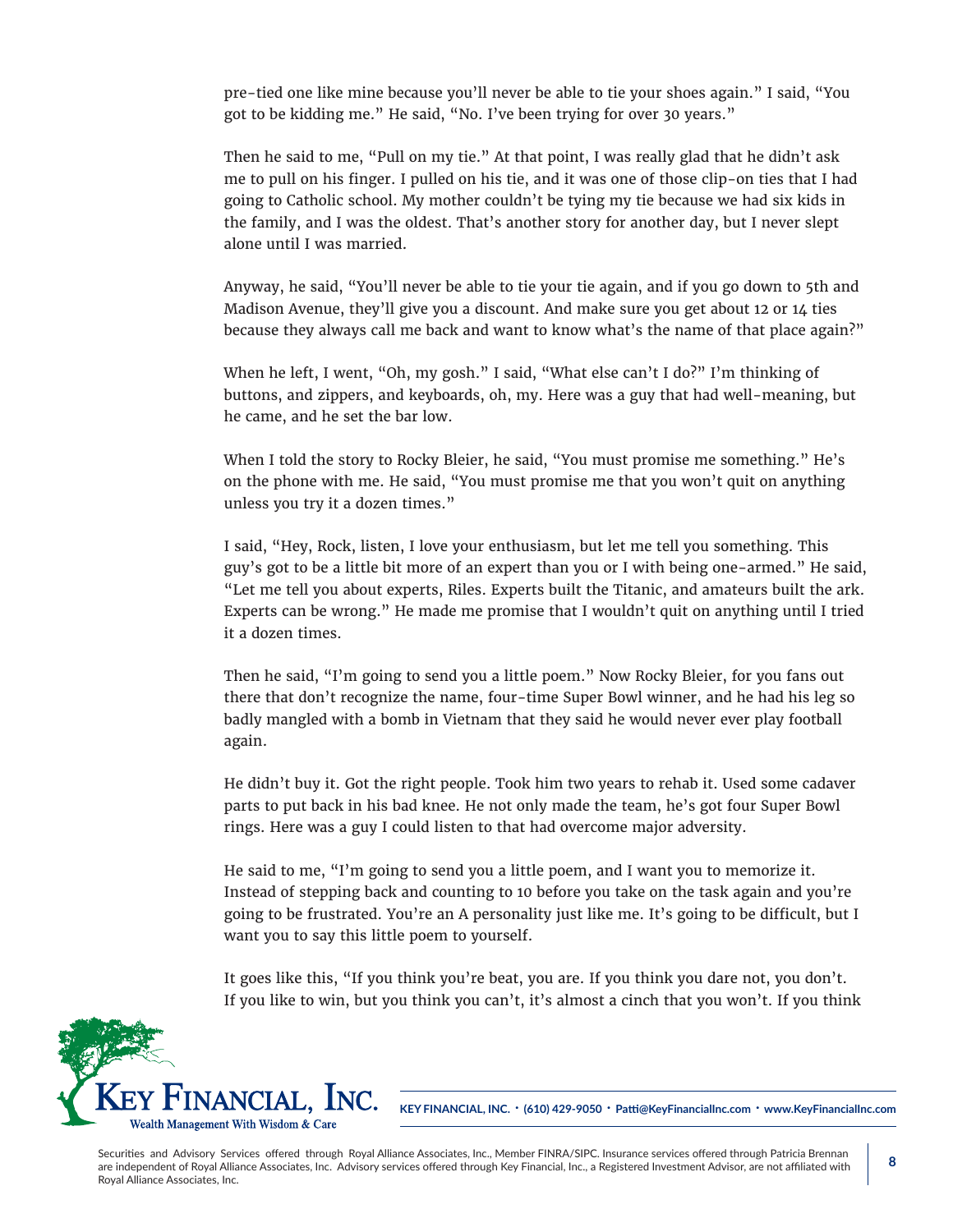pre-tied one like mine because you'll never be able to tie your shoes again." I said, "You got to be kidding me." He said, "No. I've been trying for over 30 years."

Then he said to me, "Pull on my tie." At that point, I was really glad that he didn't ask me to pull on his finger. I pulled on his tie, and it was one of those clip-on ties that I had going to Catholic school. My mother couldn't be tying my tie because we had six kids in the family, and I was the oldest. That's another story for another day, but I never slept alone until I was married.

Anyway, he said, "You'll never be able to tie your tie again, and if you go down to 5th and Madison Avenue, they'll give you a discount. And make sure you get about 12 or 14 ties because they always call me back and want to know what's the name of that place again?"

When he left, I went, "Oh, my gosh." I said, "What else can't I do?" I'm thinking of buttons, and zippers, and keyboards, oh, my. Here was a guy that had well-meaning, but he came, and he set the bar low.

When I told the story to Rocky Bleier, he said, "You must promise me something." He's on the phone with me. He said, "You must promise me that you won't quit on anything unless you try it a dozen times."

I said, "Hey, Rock, listen, I love your enthusiasm, but let me tell you something. This guy's got to be a little bit more of an expert than you or I with being one-armed." He said, "Let me tell you about experts, Riles. Experts built the Titanic, and amateurs built the ark. Experts can be wrong." He made me promise that I wouldn't quit on anything until I tried it a dozen times.

Then he said, "I'm going to send you a little poem." Now Rocky Bleier, for you fans out there that don't recognize the name, four-time Super Bowl winner, and he had his leg so badly mangled with a bomb in Vietnam that they said he would never ever play football again.

He didn't buy it. Got the right people. Took him two years to rehab it. Used some cadaver parts to put back in his bad knee. He not only made the team, he's got four Super Bowl rings. Here was a guy I could listen to that had overcome major adversity.

He said to me, "I'm going to send you a little poem, and I want you to memorize it. Instead of stepping back and counting to 10 before you take on the task again and you're going to be frustrated. You're an A personality just like me. It's going to be difficult, but I want you to say this little poem to yourself.

It goes like this, "If you think you're beat, you are. If you think you dare not, you don't. If you like to win, but you think you can't, it's almost a cinch that you won't. If you think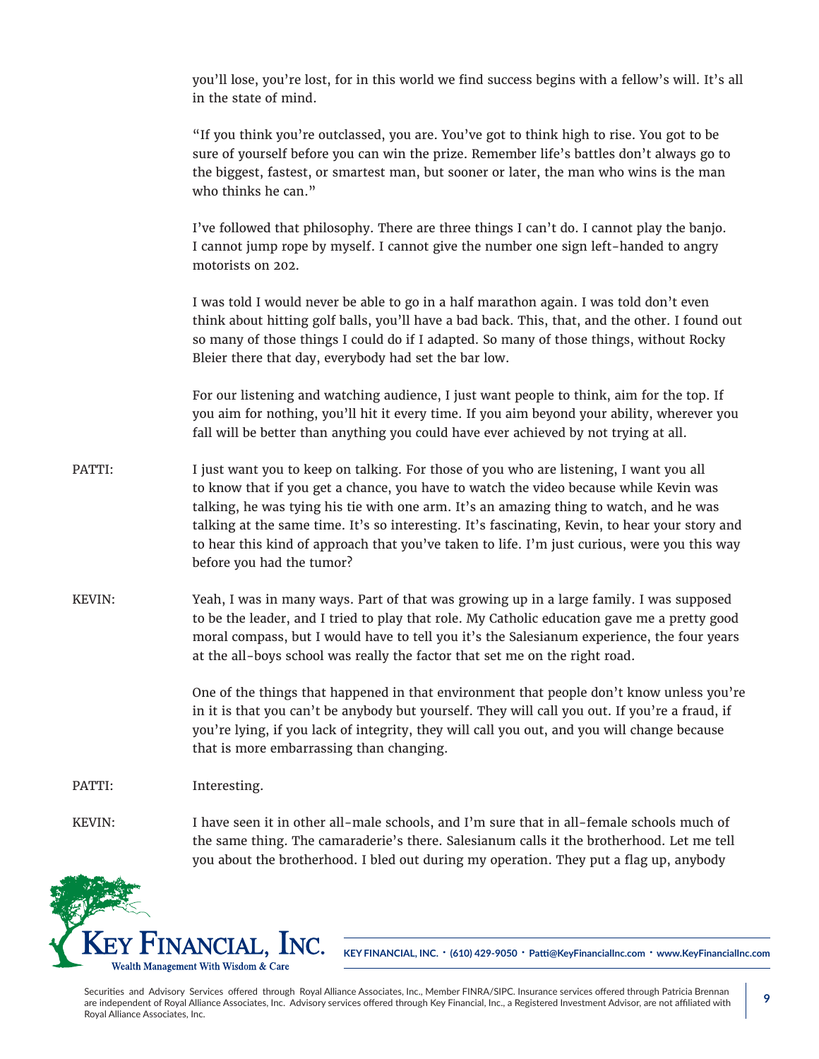you'll lose, you're lost, for in this world we find success begins with a fellow's will. It's all in the state of mind.

"If you think you're outclassed, you are. You've got to think high to rise. You got to be sure of yourself before you can win the prize. Remember life's battles don't always go to the biggest, fastest, or smartest man, but sooner or later, the man who wins is the man who thinks he can."

I've followed that philosophy. There are three things I can't do. I cannot play the banjo. I cannot jump rope by myself. I cannot give the number one sign left-handed to angry motorists on 202.

I was told I would never be able to go in a half marathon again. I was told don't even think about hitting golf balls, you'll have a bad back. This, that, and the other. I found out so many of those things I could do if I adapted. So many of those things, without Rocky Bleier there that day, everybody had set the bar low.

For our listening and watching audience, I just want people to think, aim for the top. If you aim for nothing, you'll hit it every time. If you aim beyond your ability, wherever you fall will be better than anything you could have ever achieved by not trying at all.

PATTI: I just want you to keep on talking. For those of you who are listening, I want you all to know that if you get a chance, you have to watch the video because while Kevin was talking, he was tying his tie with one arm. It's an amazing thing to watch, and he was talking at the same time. It's so interesting. It's fascinating, Kevin, to hear your story and to hear this kind of approach that you've taken to life. I'm just curious, were you this way before you had the tumor?

KEVIN: Yeah, I was in many ways. Part of that was growing up in a large family. I was supposed to be the leader, and I tried to play that role. My Catholic education gave me a pretty good moral compass, but I would have to tell you it's the Salesianum experience, the four years at the all-boys school was really the factor that set me on the right road.

One of the things that happened in that environment that people don't know unless you're in it is that you can't be anybody but yourself. They will call you out. If you're a fraud, if you're lying, if you lack of integrity, they will call you out, and you will change because that is more embarrassing than changing.

PATTI: Interesting.

KEVIN: I have seen it in other all-male schools, and I'm sure that in all-female schools much of the same thing. The camaraderie's there. Salesianum calls it the brotherhood. Let me tell you about the brotherhood. I bled out during my operation. They put a flag up, anybody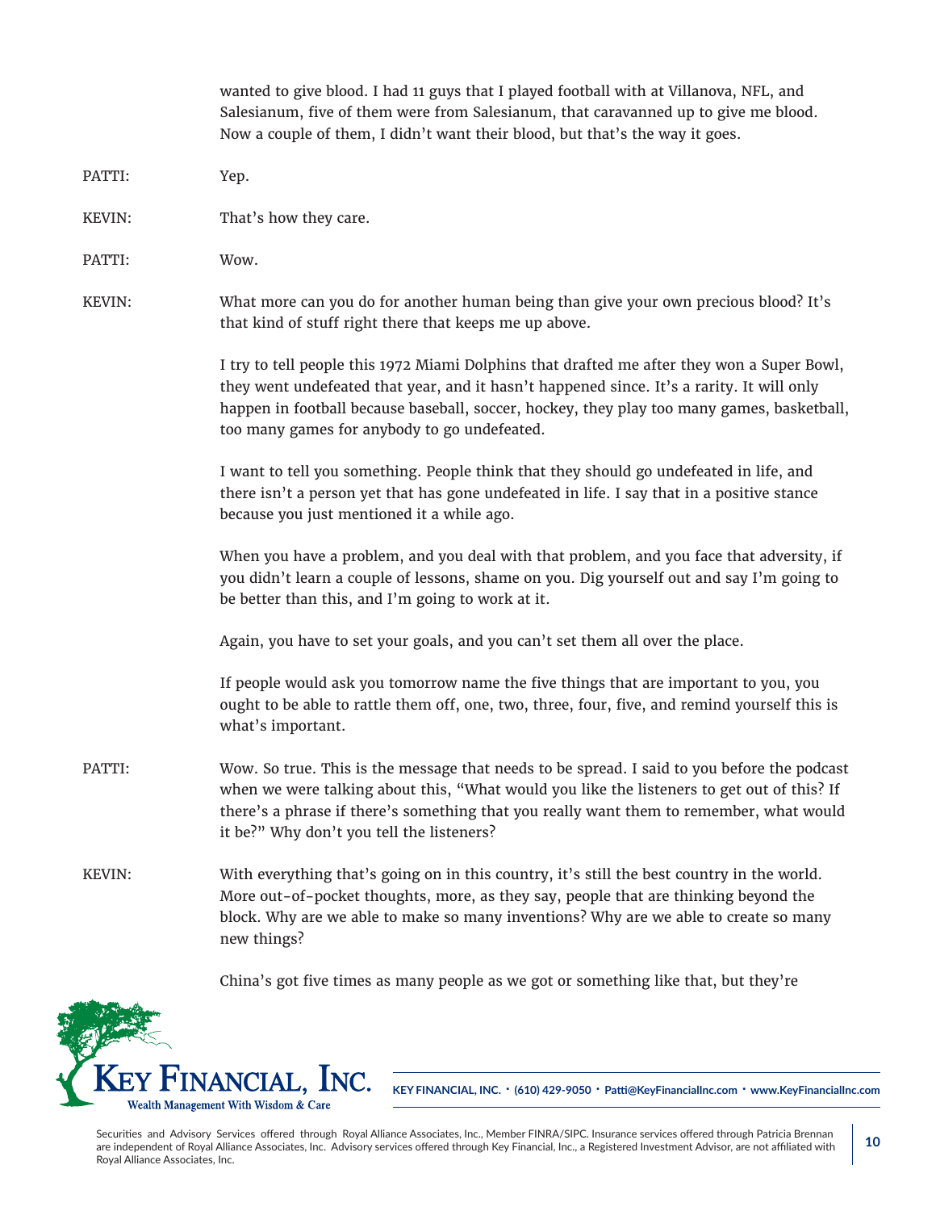wanted to give blood. I had 11 guys that I played football with at Villanova, NFL, and Salesianum, five of them were from Salesianum, that caravanned up to give me blood. Now a couple of them, I didn't want their blood, but that's the way it goes.

PATTI: Yep.

KEVIN: That's how they care.

PATTI: Wow.

KEVIN: What more can you do for another human being than give your own precious blood? It's that kind of stuff right there that keeps me up above.

I try to tell people this 1972 Miami Dolphins that drafted me after they won a Super Bowl, they went undefeated that year, and it hasn't happened since. It's a rarity. It will only happen in football because baseball, soccer, hockey, they play too many games, basketball, too many games for anybody to go undefeated.

I want to tell you something. People think that they should go undefeated in life, and there isn't a person yet that has gone undefeated in life. I say that in a positive stance because you just mentioned it a while ago.

When you have a problem, and you deal with that problem, and you face that adversity, if you didn't learn a couple of lessons, shame on you. Dig yourself out and say I'm going to be better than this, and I'm going to work at it.

Again, you have to set your goals, and you can't set them all over the place.

If people would ask you tomorrow name the five things that are important to you, you ought to be able to rattle them off, one, two, three, four, five, and remind yourself this is what's important.

PATTI: Wow. So true. This is the message that needs to be spread. I said to you before the podcast when we were talking about this, "What would you like the listeners to get out of this? If there's a phrase if there's something that you really want them to remember, what would it be?" Why don't you tell the listeners?

KEVIN: With everything that's going on in this country, it's still the best country in the world. More out-of-pocket thoughts, more, as they say, people that are thinking beyond the block. Why are we able to make so many inventions? Why are we able to create so many new things?

China's got five times as many people as we got or something like that, but they're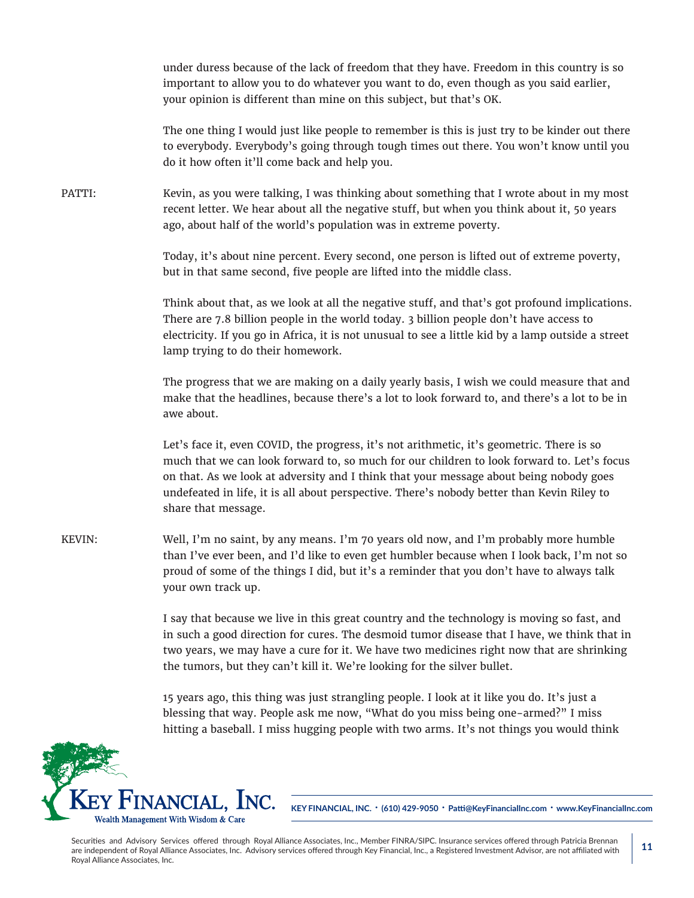under duress because of the lack of freedom that they have. Freedom in this country is so important to allow you to do whatever you want to do, even though as you said earlier, your opinion is different than mine on this subject, but that's OK.

The one thing I would just like people to remember is this is just try to be kinder out there to everybody. Everybody's going through tough times out there. You won't know until you do it how often it'll come back and help you.

PATTI: Kevin, as you were talking, I was thinking about something that I wrote about in my most recent letter. We hear about all the negative stuff, but when you think about it, 50 years ago, about half of the world's population was in extreme poverty.

Today, it's about nine percent. Every second, one person is lifted out of extreme poverty, but in that same second, five people are lifted into the middle class.

Think about that, as we look at all the negative stuff, and that's got profound implications. There are 7.8 billion people in the world today. 3 billion people don't have access to electricity. If you go in Africa, it is not unusual to see a little kid by a lamp outside a street lamp trying to do their homework.

The progress that we are making on a daily yearly basis, I wish we could measure that and make that the headlines, because there's a lot to look forward to, and there's a lot to be in awe about.

Let's face it, even COVID, the progress, it's not arithmetic, it's geometric. There is so much that we can look forward to, so much for our children to look forward to. Let's focus on that. As we look at adversity and I think that your message about being nobody goes undefeated in life, it is all about perspective. There's nobody better than Kevin Riley to share that message.

KEVIN: Well, I'm no saint, by any means. I'm 70 years old now, and I'm probably more humble than I've ever been, and I'd like to even get humbler because when I look back, I'm not so proud of some of the things I did, but it's a reminder that you don't have to always talk your own track up.

I say that because we live in this great country and the technology is moving so fast, and in such a good direction for cures. The desmoid tumor disease that I have, we think that in two years, we may have a cure for it. We have two medicines right now that are shrinking the tumors, but they can't kill it. We're looking for the silver bullet.

15 years ago, this thing was just strangling people. I look at it like you do. It's just a blessing that way. People ask me now, "What do you miss being one-armed?" I miss hitting a baseball. I miss hugging people with two arms. It's not things you would think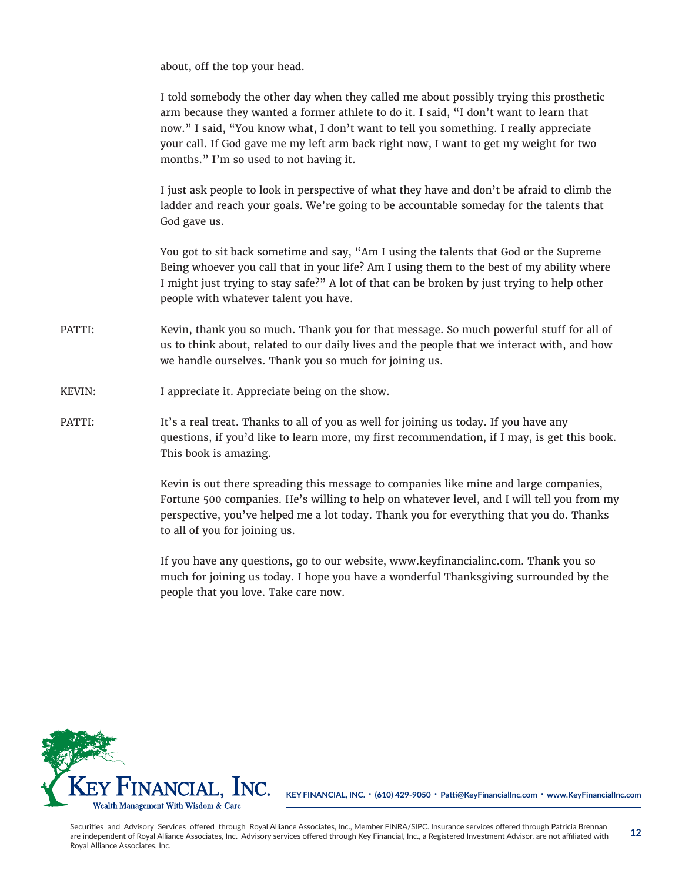about, off the top your head.

I told somebody the other day when they called me about possibly trying this prosthetic arm because they wanted a former athlete to do it. I said, "I don't want to learn that now." I said, "You know what, I don't want to tell you something. I really appreciate your call. If God gave me my left arm back right now, I want to get my weight for two months." I'm so used to not having it.

I just ask people to look in perspective of what they have and don't be afraid to climb the ladder and reach your goals. We're going to be accountable someday for the talents that God gave us.

You got to sit back sometime and say, "Am I using the talents that God or the Supreme Being whoever you call that in your life? Am I using them to the best of my ability where I might just trying to stay safe?" A lot of that can be broken by just trying to help other people with whatever talent you have.

PATTI: Kevin, thank you so much. Thank you for that message. So much powerful stuff for all of us to think about, related to our daily lives and the people that we interact with, and how we handle ourselves. Thank you so much for joining us.

KEVIN: I appreciate it. Appreciate being on the show.

PATTI: It's a real treat. Thanks to all of you as well for joining us today. If you have any questions, if you'd like to learn more, my first recommendation, if I may, is get this book. This book is amazing.

Kevin is out there spreading this message to companies like mine and large companies, Fortune 500 companies. He's willing to help on whatever level, and I will tell you from my perspective, you've helped me a lot today. Thank you for everything that you do. Thanks to all of you for joining us.

If you have any questions, go to our website, www.keyfinancialinc.com. Thank you so much for joining us today. I hope you have a wonderful Thanksgiving surrounded by the people that you love. Take care now.

KEY FINANCIAL, INC. · (610) 429-9050 · Patti@KeyFinancialInc.com · www.KeyFinancialInc.com

Securities and Advisory Services offered through Royal Alliance Associates, Inc., Member FINRA/SIPC. Insurance services offered through Patricia Brennan are independent of Royal Alliance Associates, Inc. Advisory services offered through Key Financial, Inc., a Registered Investment Advisor, are not affiliated with Royal Alliance Associates, Inc.